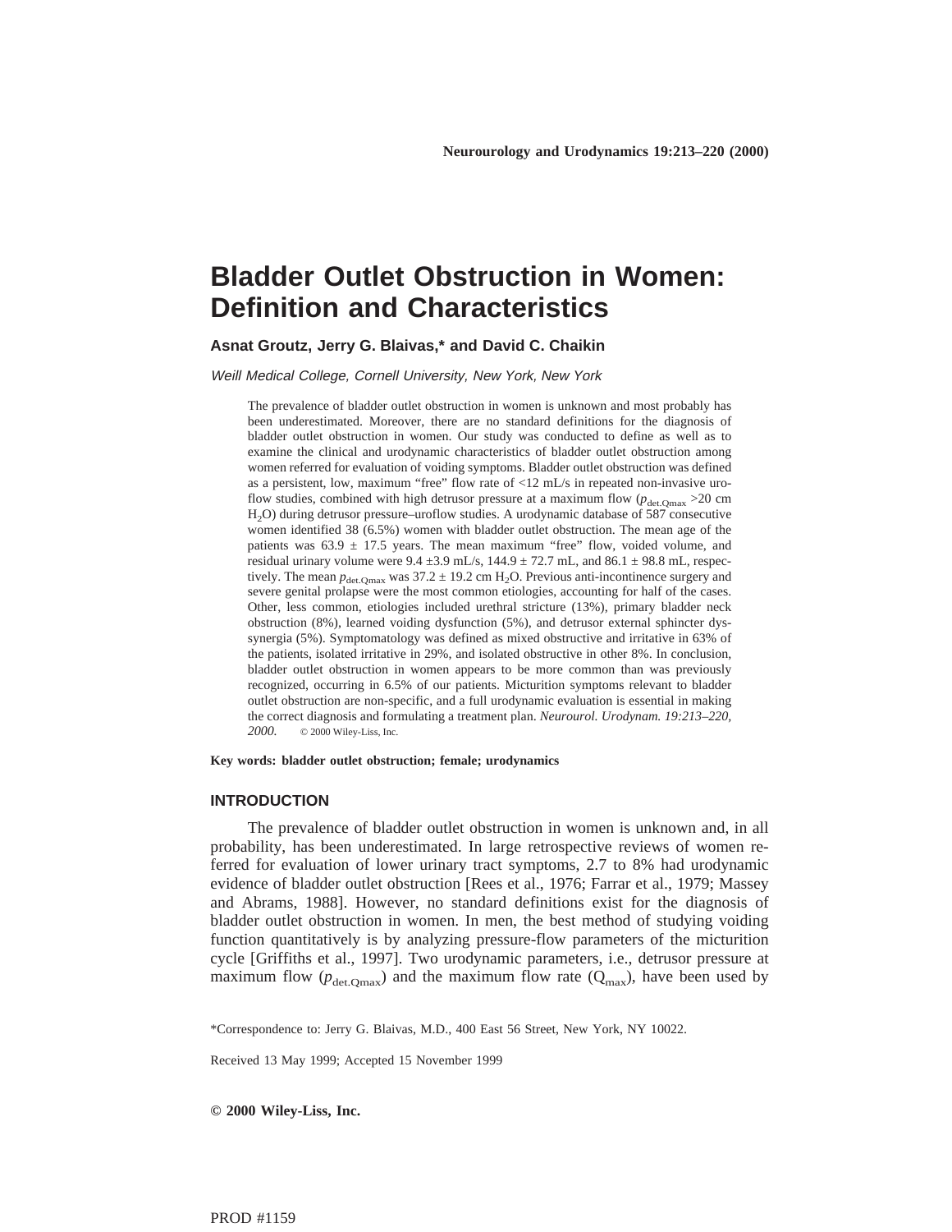# Bladder Outlet Obstruction in Women: Definition and Characteristics

**Asnat Groutz, Jerry G. Blaivas,* and David C. Chaikin**

*Weill Medical College, Cornell University, New York, New York*

The prevalence of bladder outlet obstruction in women is unknown and most probably has been underestimated. Moreover, there are no standard definitions for the diagnosis of bladder outlet obstruction in women. Our study was conducted to define as well as to examine the clinical and urodynamic characteristics of bladder outlet obstruction among women referred for evaluation of voiding symptoms. Bladder outlet obstruction was defined as a persistent, low, maximum "free" flow rate of <12 mL/s in repeated non-invasive uroflow studies, combined with high detrusor pressure at a maximum flow ($p_{det.Qmax}$ >20 cm $H_2O$) during detrusor pressure–uroflow studies. A urodynamic database of 587 consecutive women identified 38 (6.5%) women with bladder outlet obstruction. The mean age of the patients was 63.9 ± 17.5 years. The mean maximum "free" flow, voided volume, and residual urinary volume were 9.4 ±3.9 mL/s, 144.9 ± 72.7 mL, and 86.1 ± 98.8 mL, respectively. The mean $p_{det.Qmax}$ was 37.2 ± 19.2 cm $H_2O$. Previous anti-incontinence surgery and severe genital prolapse were the most common etiologies, accounting for half of the cases. Other, less common, etiologies included urethral stricture (13%), primary bladder neck obstruction (8%), learned voiding dysfunction (5%), and detrusor external sphincter dyssynergia (5%). Symptomatology was defined as mixed obstructive and irritative in 63% of the patients, isolated irritative in 29%, and isolated obstructive in other 8%. In conclusion, bladder outlet obstruction in women appears to be more common than was previously recognized, occurring in 6.5% of our patients. Micturition symptoms relevant to bladder outlet obstruction are non-specific, and a full urodynamic evaluation is essential in making the correct diagnosis and formulating a treatment plan. *Neurourol. Urodynam. 19:213–220, 2000.* © 2000 Wiley-Liss, Inc.

**Key words: bladder outlet obstruction; female; urodynamics**

## INTRODUCTION

The prevalence of bladder outlet obstruction in women is unknown and, in all probability, has been underestimated. In large retrospective reviews of women referred for evaluation of lower urinary tract symptoms, 2.7 to 8% had urodynamic evidence of bladder outlet obstruction [Rees et al., 1976; Farrar et al., 1979; Massey and Abrams, 1988]. However, no standard definitions exist for the diagnosis of bladder outlet obstruction in women. In men, the best method of studying voiding function quantitatively is by analyzing pressure-flow parameters of the micturition cycle [Griffiths et al., 1997]. Two urodynamic parameters, i.e., detrusor pressure at maximum flow ($p_{det.Qmax}$) and the maximum flow rate ($Q_{max}$), have been used by

*Correspondence to: Jerry G. Blaivas, M.D., 400 East 56 Street, New York, NY 10022.

Received 13 May 1999; Accepted 15 November 1999

**© 2000 Wiley-Liss, Inc.**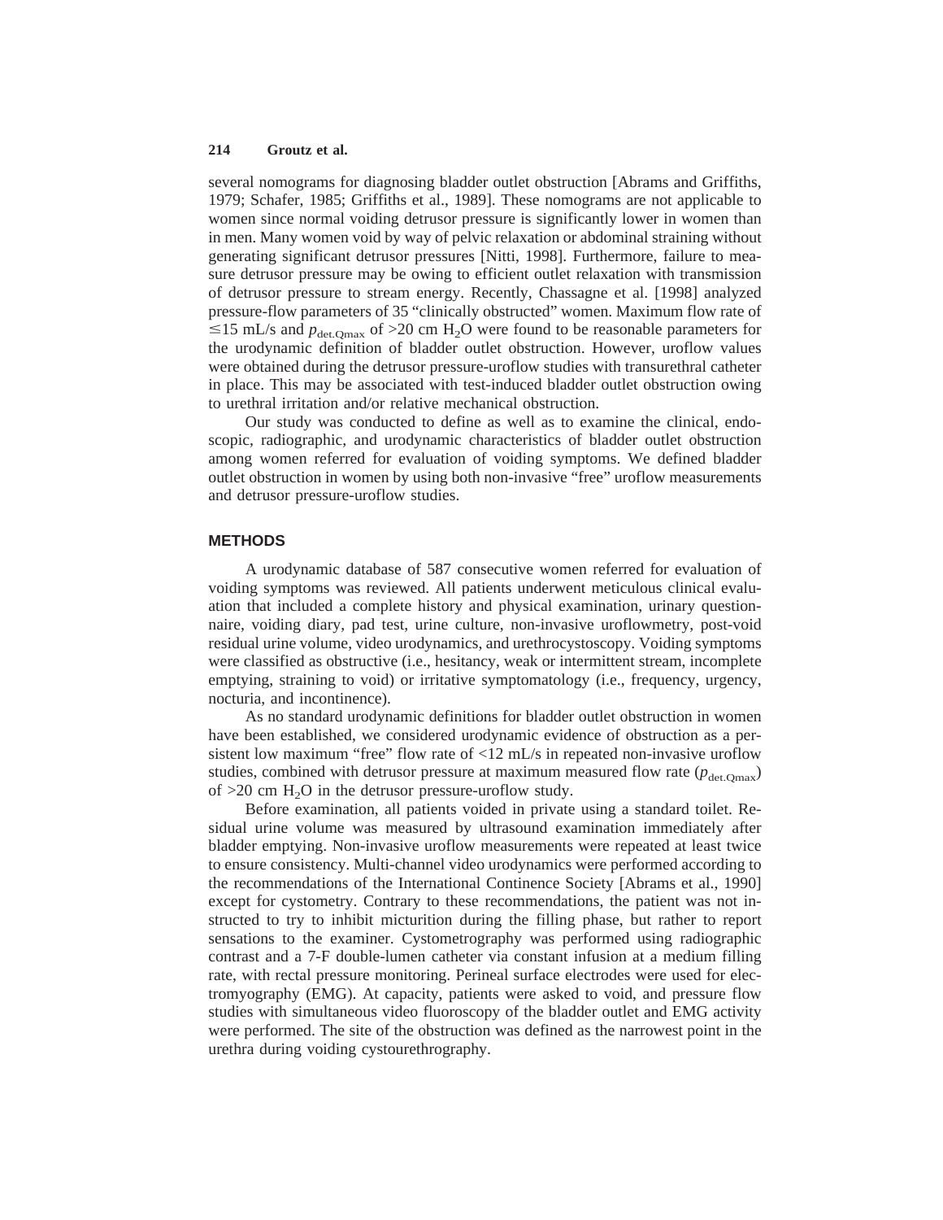several nomograms for diagnosing bladder outlet obstruction [Abrams and Griffiths, 1979; Schafer, 1985; Griffiths et al., 1989]. These nomograms are not applicable to women since normal voiding detrusor pressure is significantly lower in women than in men. Many women void by way of pelvic relaxation or abdominal straining without generating significant detrusor pressures [Nitti, 1998]. Furthermore, failure to measure detrusor pressure may be owing to efficient outlet relaxation with transmission of detrusor pressure to stream energy. Recently, Chassagne et al. [1998] analyzed pressure-flow parameters of 35 "clinically obstructed" women. Maximum flow rate of $\leq$15 mL/s and $p_{det.Qmax}$ of >20 cm $H_2O$ were found to be reasonable parameters for the urodynamic definition of bladder outlet obstruction. However, uroflow values were obtained during the detrusor pressure-uroflow studies with transurethral catheter in place. This may be associated with test-induced bladder outlet obstruction owing to urethral irritation and/or relative mechanical obstruction.

Our study was conducted to define as well as to examine the clinical, endoscopic, radiographic, and urodynamic characteristics of bladder outlet obstruction among women referred for evaluation of voiding symptoms. We defined bladder outlet obstruction in women by using both non-invasive "free" uroflow measurements and detrusor pressure-uroflow studies.

## METHODS

A urodynamic database of 587 consecutive women referred for evaluation of voiding symptoms was reviewed. All patients underwent meticulous clinical evaluation that included a complete history and physical examination, urinary questionnaire, voiding diary, pad test, urine culture, non-invasive uroflowmetry, post-void residual urine volume, video urodynamics, and urethrocystoscopy. Voiding symptoms were classified as obstructive (i.e., hesitancy, weak or intermittent stream, incomplete emptying, straining to void) or irritative symptomatology (i.e., frequency, urgency, nocturia, and incontinence).

As no standard urodynamic definitions for bladder outlet obstruction in women have been established, we considered urodynamic evidence of obstruction as a persistent low maximum "free" flow rate of <12 mL/s in repeated non-invasive uroflow studies, combined with detrusor pressure at maximum measured flow rate ($p_{det.Qmax}$) of >20 cm $H_2O$ in the detrusor pressure-uroflow study.

Before examination, all patients voided in private using a standard toilet. Residual urine volume was measured by ultrasound examination immediately after bladder emptying. Non-invasive uroflow measurements were repeated at least twice to ensure consistency. Multi-channel video urodynamics were performed according to the recommendations of the International Continence Society [Abrams et al., 1990] except for cystometry. Contrary to these recommendations, the patient was not instructed to try to inhibit micturition during the filling phase, but rather to report sensations to the examiner. Cystometrography was performed using radiographic contrast and a 7-F double-lumen catheter via constant infusion at a medium filling rate, with rectal pressure monitoring. Perineal surface electrodes were used for electromyography (EMG). At capacity, patients were asked to void, and pressure flow studies with simultaneous video fluoroscopy of the bladder outlet and EMG activity were performed. The site of the obstruction was defined as the narrowest point in the urethra during voiding cystourethrography.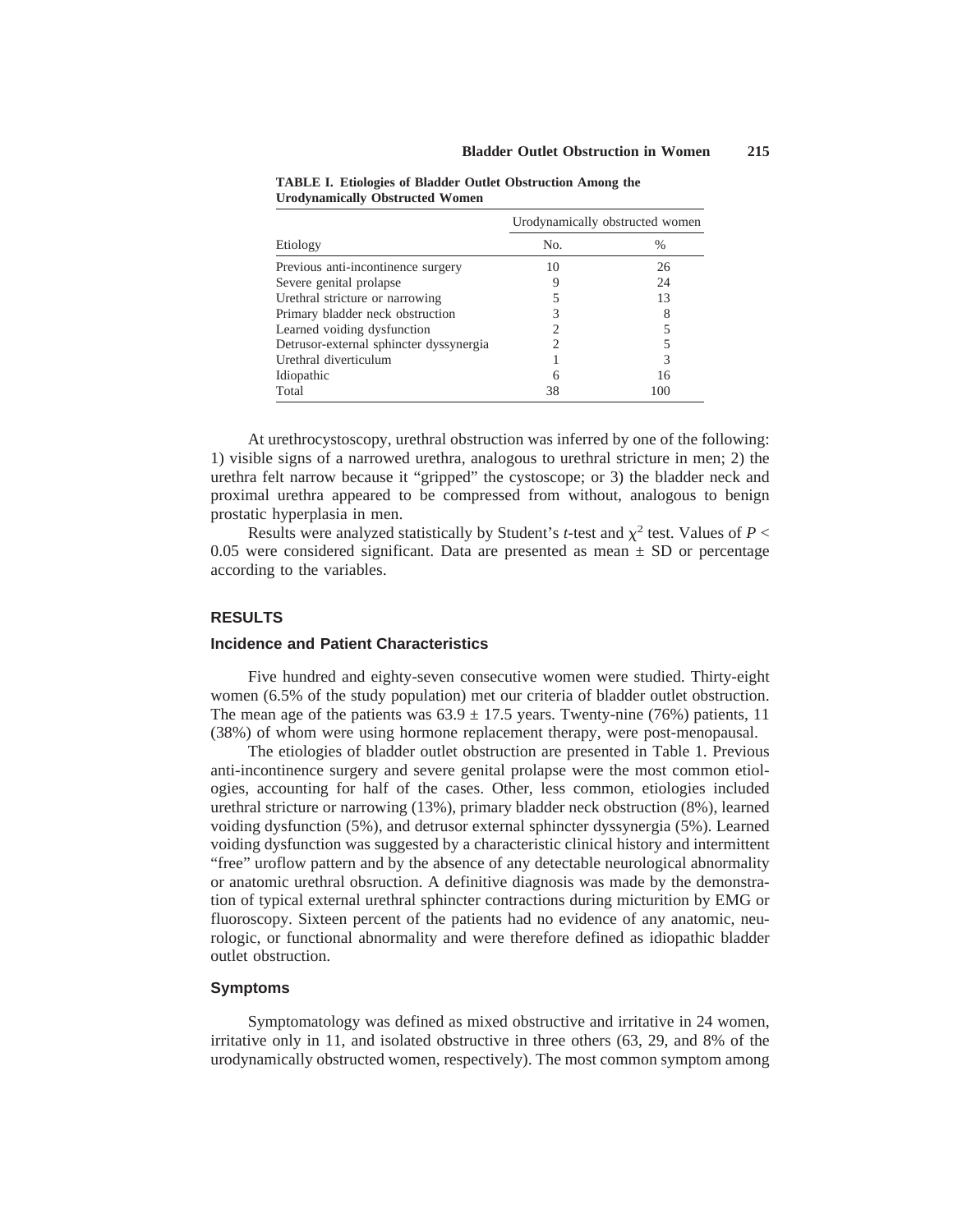**TABLE I. Etiologies of Bladder Outlet Obstruction Among the Urodynamically Obstructed Women**

| Etiology | Urodynamically obstructed women | |
|---|---|---|
| | No. | % |
| Previous anti-incontinence surgery | 10 | 26 |
| Severe genital prolapse | 9 | 24 |
| Urethral stricture or narrowing | 5 | 13 |
| Primary bladder neck obstruction | 3 | 8 |
| Learned voiding dysfunction | 2 | 5 |
| Detrusor-external sphincter dyssynergia | 2 | 5 |
| Urethral diverticulum | 1 | 3 |
| Idiopathic | 6 | 16 |
| Total | 38 | 100 |

At urethrocystoscopy, urethral obstruction was inferred by one of the following: 1) visible signs of a narrowed urethra, analogous to urethral stricture in men; 2) the urethra felt narrow because it "gripped" the cystoscope; or 3) the bladder neck and proximal urethra appeared to be compressed from without, analogous to benign prostatic hyperplasia in men.

Results were analyzed statistically by Student's *t*-test and $\chi^2$ test. Values of $P < 0.05$ were considered significant. Data are presented as mean ± SD or percentage according to the variables.

## RESULTS

### Incidence and Patient Characteristics

Five hundred and eighty-seven consecutive women were studied. Thirty-eight women (6.5% of the study population) met our criteria of bladder outlet obstruction. The mean age of the patients was 63.9 ± 17.5 years. Twenty-nine (76%) patients, 11 (38%) of whom were using hormone replacement therapy, were post-menopausal.

The etiologies of bladder outlet obstruction are presented in Table 1. Previous anti-incontinence surgery and severe genital prolapse were the most common etiologies, accounting for half of the cases. Other, less common, etiologies included urethral stricture or narrowing (13%), primary bladder neck obstruction (8%), learned voiding dysfunction (5%), and detrusor external sphincter dyssynergia (5%). Learned voiding dysfunction was suggested by a characteristic clinical history and intermittent "free" uroflow pattern and by the absence of any detectable neurological abnormality or anatomic urethral obsruction. A definitive diagnosis was made by the demonstration of typical external urethral sphincter contractions during micturition by EMG or fluoroscopy. Sixteen percent of the patients had no evidence of any anatomic, neurologic, or functional abnormality and were therefore defined as idiopathic bladder outlet obstruction.

### Symptoms

Symptomatology was defined as mixed obstructive and irritative in 24 women, irritative only in 11, and isolated obstructive in three others (63, 29, and 8% of the urodynamically obstructed women, respectively). The most common symptom among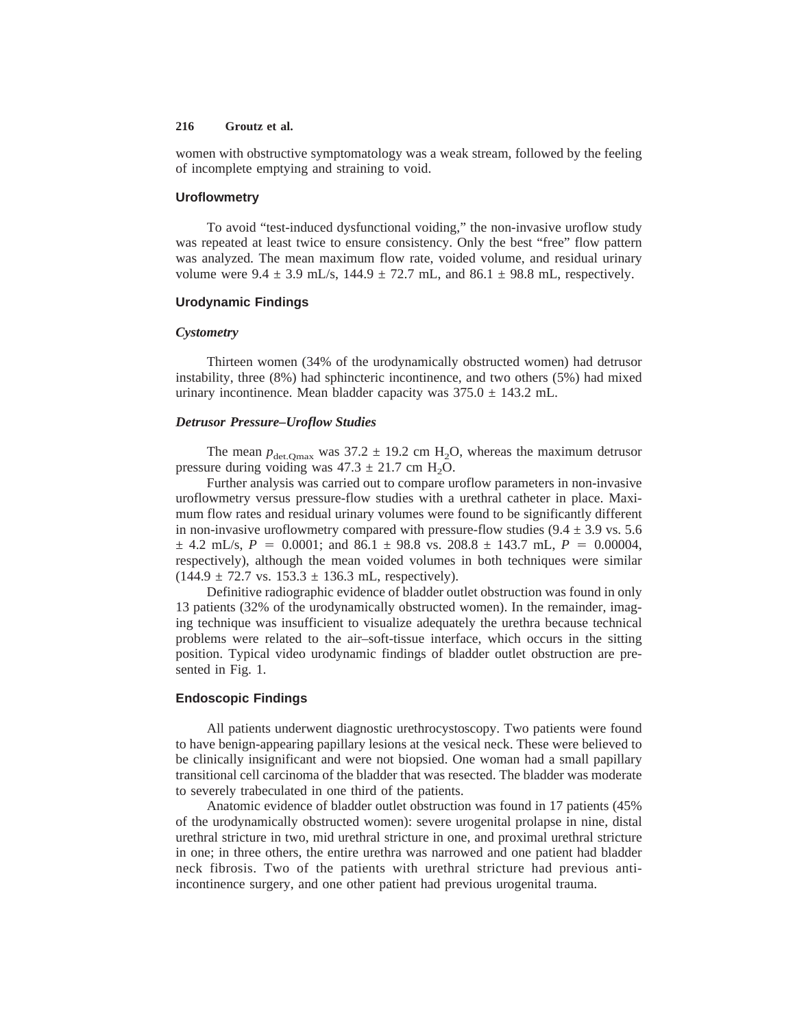women with obstructive symptomatology was a weak stream, followed by the feeling of incomplete emptying and straining to void.

### Uroflowmetry

To avoid "test-induced dysfunctional voiding," the non-invasive uroflow study was repeated at least twice to ensure consistency. Only the best "free" flow pattern was analyzed. The mean maximum flow rate, voided volume, and residual urinary volume were 9.4 ± 3.9 mL/s, 144.9 ± 72.7 mL, and 86.1 ± 98.8 mL, respectively.

### Urodynamic Findings

#### *Cystometry*

Thirteen women (34% of the urodynamically obstructed women) had detrusor instability, three (8%) had sphincteric incontinence, and two others (5%) had mixed urinary incontinence. Mean bladder capacity was 375.0 ± 143.2 mL.

#### *Detrusor Pressure–Uroflow Studies*

The mean $p_{det.Qmax}$ was 37.2 ± 19.2 cm $H_2O$, whereas the maximum detrusor pressure during voiding was 47.3 ± 21.7 cm $H_2O$.

Further analysis was carried out to compare uroflow parameters in non-invasive uroflowmetry versus pressure-flow studies with a urethral catheter in place. Maximum flow rates and residual urinary volumes were found to be significantly different in non-invasive uroflowmetry compared with pressure-flow studies (9.4 ± 3.9 vs. 5.6 ± 4.2 mL/s, $P = 0.0001$; and 86.1 ± 98.8 vs. 208.8 ± 143.7 mL, $P = 0.00004$, respectively), although the mean voided volumes in both techniques were similar (144.9 ± 72.7 vs. 153.3 ± 136.3 mL, respectively).

Definitive radiographic evidence of bladder outlet obstruction was found in only 13 patients (32% of the urodynamically obstructed women). In the remainder, imaging technique was insufficient to visualize adequately the urethra because technical problems were related to the air–soft-tissue interface, which occurs in the sitting position. Typical video urodynamic findings of bladder outlet obstruction are presented in Fig. 1.

### Endoscopic Findings

All patients underwent diagnostic urethrocystoscopy. Two patients were found to have benign-appearing papillary lesions at the vesical neck. These were believed to be clinically insignificant and were not biopsied. One woman had a small papillary transitional cell carcinoma of the bladder that was resected. The bladder was moderate to severely trabeculated in one third of the patients.

Anatomic evidence of bladder outlet obstruction was found in 17 patients (45% of the urodynamically obstructed women): severe urogenital prolapse in nine, distal urethral stricture in two, mid urethral stricture in one, and proximal urethral stricture in one; in three others, the entire urethra was narrowed and one patient had bladder neck fibrosis. Two of the patients with urethral stricture had previous anti-incontinence surgery, and one other patient had previous urogenital trauma.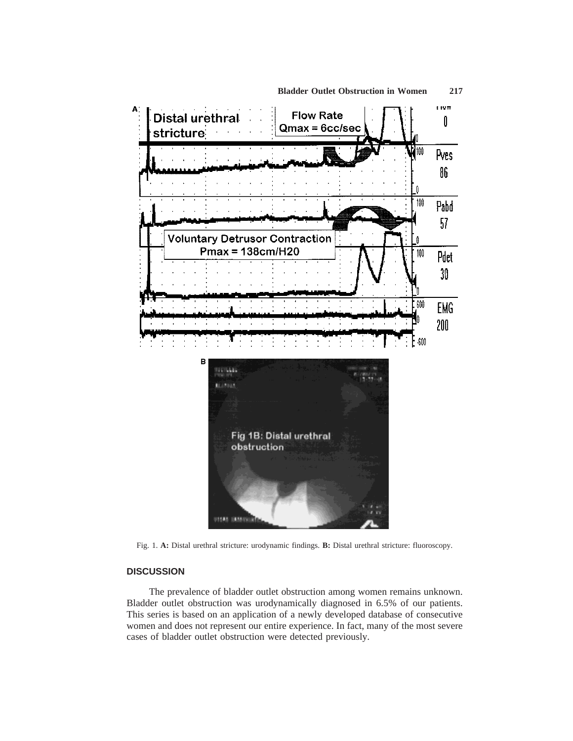Fig. 1. **A:** Distal urethral stricture: urodynamic findings. **B:** Distal urethral stricture: fluoroscopy.

## DISCUSSION

The prevalence of bladder outlet obstruction among women remains unknown. Bladder outlet obstruction was urodynamically diagnosed in 6.5% of our patients. This series is based on an application of a newly developed database of consecutive women and does not represent our entire experience. In fact, many of the most severe cases of bladder outlet obstruction were detected previously.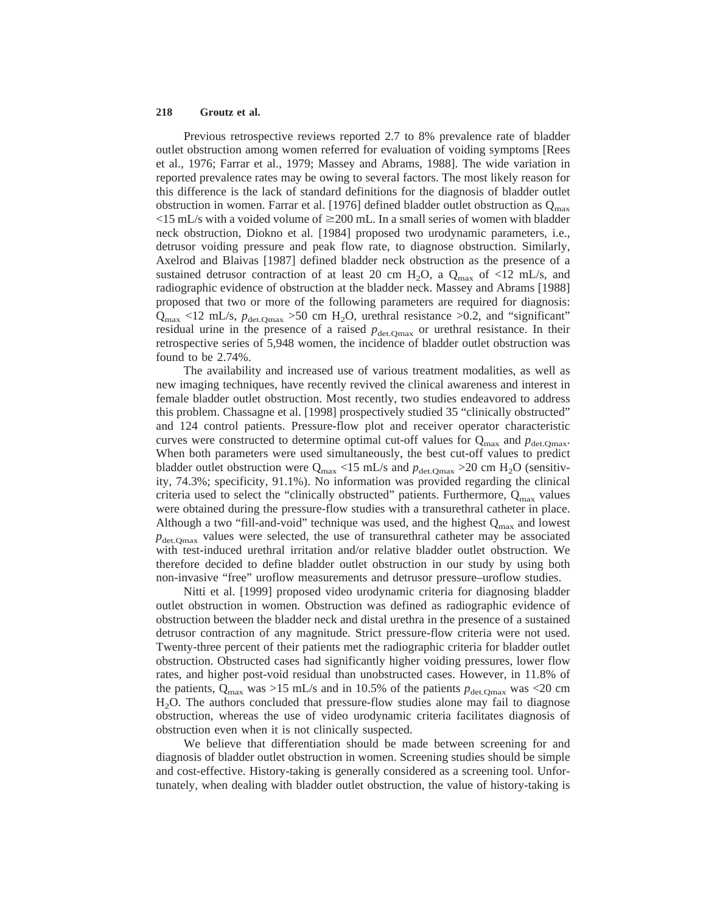Previous retrospective reviews reported 2.7 to 8% prevalence rate of bladder outlet obstruction among women referred for evaluation of voiding symptoms [Rees et al., 1976; Farrar et al., 1979; Massey and Abrams, 1988]. The wide variation in reported prevalence rates may be owing to several factors. The most likely reason for this difference is the lack of standard definitions for the diagnosis of bladder outlet obstruction in women. Farrar et al. [1976] defined bladder outlet obstruction as $Q_{max}$ <15 mL/s with a voided volume of ≥200 mL. In a small series of women with bladder neck obstruction, Diokno et al. [1984] proposed two urodynamic parameters, i.e., detrusor voiding pressure and peak flow rate, to diagnose obstruction. Similarly, Axelrod and Blaivas [1987] defined bladder neck obstruction as the presence of a sustained detrusor contraction of at least 20 cm $H_2O$, a $Q_{max}$ of <12 mL/s, and radiographic evidence of obstruction at the bladder neck. Massey and Abrams [1988] proposed that two or more of the following parameters are required for diagnosis: $Q_{max}$ <12 mL/s, $p_{det.Qmax}$ >50 cm $H_2O$, urethral resistance >0.2, and "significant" residual urine in the presence of a raised $p_{det.Qmax}$ or urethral resistance. In their retrospective series of 5,948 women, the incidence of bladder outlet obstruction was found to be 2.74%.

The availability and increased use of various treatment modalities, as well as new imaging techniques, have recently revived the clinical awareness and interest in female bladder outlet obstruction. Most recently, two studies endeavored to address this problem. Chassagne et al. [1998] prospectively studied 35 "clinically obstructed" and 124 control patients. Pressure-flow plot and receiver operator characteristic curves were constructed to determine optimal cut-off values for $Q_{max}$ and $p_{det.Qmax}$. When both parameters were used simultaneously, the best cut-off values to predict bladder outlet obstruction were $Q_{max}$ <15 mL/s and $p_{det.Qmax}$ >20 cm $H_2O$ (sensitivity, 74.3%; specificity, 91.1%). No information was provided regarding the clinical criteria used to select the "clinically obstructed" patients. Furthermore, $Q_{max}$ values were obtained during the pressure-flow studies with a transurethral catheter in place. Although a two "fill-and-void" technique was used, and the highest $Q_{max}$ and lowest $p_{det.Qmax}$ values were selected, the use of transurethral catheter may be associated with test-induced urethral irritation and/or relative bladder outlet obstruction. We therefore decided to define bladder outlet obstruction in our study by using both non-invasive "free" uroflow measurements and detrusor pressure–uroflow studies.

Nitti et al. [1999] proposed video urodynamic criteria for diagnosing bladder outlet obstruction in women. Obstruction was defined as radiographic evidence of obstruction between the bladder neck and distal urethra in the presence of a sustained detrusor contraction of any magnitude. Strict pressure-flow criteria were not used. Twenty-three percent of their patients met the radiographic criteria for bladder outlet obstruction. Obstructed cases had significantly higher voiding pressures, lower flow rates, and higher post-void residual than unobstructed cases. However, in 11.8% of the patients, $Q_{max}$ was >15 mL/s and in 10.5% of the patients $p_{det.Qmax}$ was <20 cm $H_2O$. The authors concluded that pressure-flow studies alone may fail to diagnose obstruction, whereas the use of video urodynamic criteria facilitates diagnosis of obstruction even when it is not clinically suspected.

We believe that differentiation should be made between screening for and diagnosis of bladder outlet obstruction in women. Screening studies should be simple and cost-effective. History-taking is generally considered as a screening tool. Unfortunately, when dealing with bladder outlet obstruction, the value of history-taking is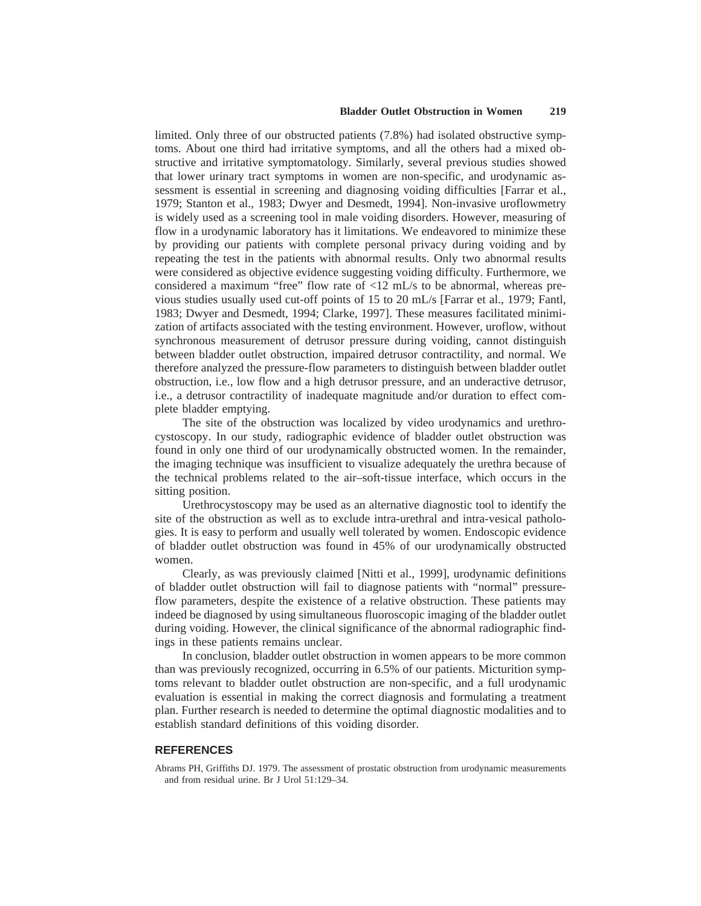limited. Only three of our obstructed patients (7.8%) had isolated obstructive symptoms. About one third had irritative symptoms, and all the others had a mixed obstructive and irritative symptomatology. Similarly, several previous studies showed that lower urinary tract symptoms in women are non-specific, and urodynamic assessment is essential in screening and diagnosing voiding difficulties [Farrar et al., 1979; Stanton et al., 1983; Dwyer and Desmedt, 1994]. Non-invasive uroflowmetry is widely used as a screening tool in male voiding disorders. However, measuring of flow in a urodynamic laboratory has it limitations. We endeavored to minimize these by providing our patients with complete personal privacy during voiding and by repeating the test in the patients with abnormal results. Only two abnormal results were considered as objective evidence suggesting voiding difficulty. Furthermore, we considered a maximum "free" flow rate of <12 mL/s to be abnormal, whereas previous studies usually used cut-off points of 15 to 20 mL/s [Farrar et al., 1979; Fantl, 1983; Dwyer and Desmedt, 1994; Clarke, 1997]. These measures facilitated minimization of artifacts associated with the testing environment. However, uroflow, without synchronous measurement of detrusor pressure during voiding, cannot distinguish between bladder outlet obstruction, impaired detrusor contractility, and normal. We therefore analyzed the pressure-flow parameters to distinguish between bladder outlet obstruction, i.e., low flow and a high detrusor pressure, and an underactive detrusor, i.e., a detrusor contractility of inadequate magnitude and/or duration to effect complete bladder emptying.

The site of the obstruction was localized by video urodynamics and urethrocystoscopy. In our study, radiographic evidence of bladder outlet obstruction was found in only one third of our urodynamically obstructed women. In the remainder, the imaging technique was insufficient to visualize adequately the urethra because of the technical problems related to the air–soft-tissue interface, which occurs in the sitting position.

Urethrocystoscopy may be used as an alternative diagnostic tool to identify the site of the obstruction as well as to exclude intra-urethral and intra-vesical pathologies. It is easy to perform and usually well tolerated by women. Endoscopic evidence of bladder outlet obstruction was found in 45% of our urodynamically obstructed women.

Clearly, as was previously claimed [Nitti et al., 1999], urodynamic definitions of bladder outlet obstruction will fail to diagnose patients with "normal" pressure-flow parameters, despite the existence of a relative obstruction. These patients may indeed be diagnosed by using simultaneous fluoroscopic imaging of the bladder outlet during voiding. However, the clinical significance of the abnormal radiographic findings in these patients remains unclear.

In conclusion, bladder outlet obstruction in women appears to be more common than was previously recognized, occurring in 6.5% of our patients. Micturition symptoms relevant to bladder outlet obstruction are non-specific, and a full urodynamic evaluation is essential in making the correct diagnosis and formulating a treatment plan. Further research is needed to determine the optimal diagnostic modalities and to establish standard definitions of this voiding disorder.

## REFERENCES

Abrams PH, Griffiths DJ. 1979. The assessment of prostatic obstruction from urodynamic measurements and from residual urine. Br J Urol 51:129–34.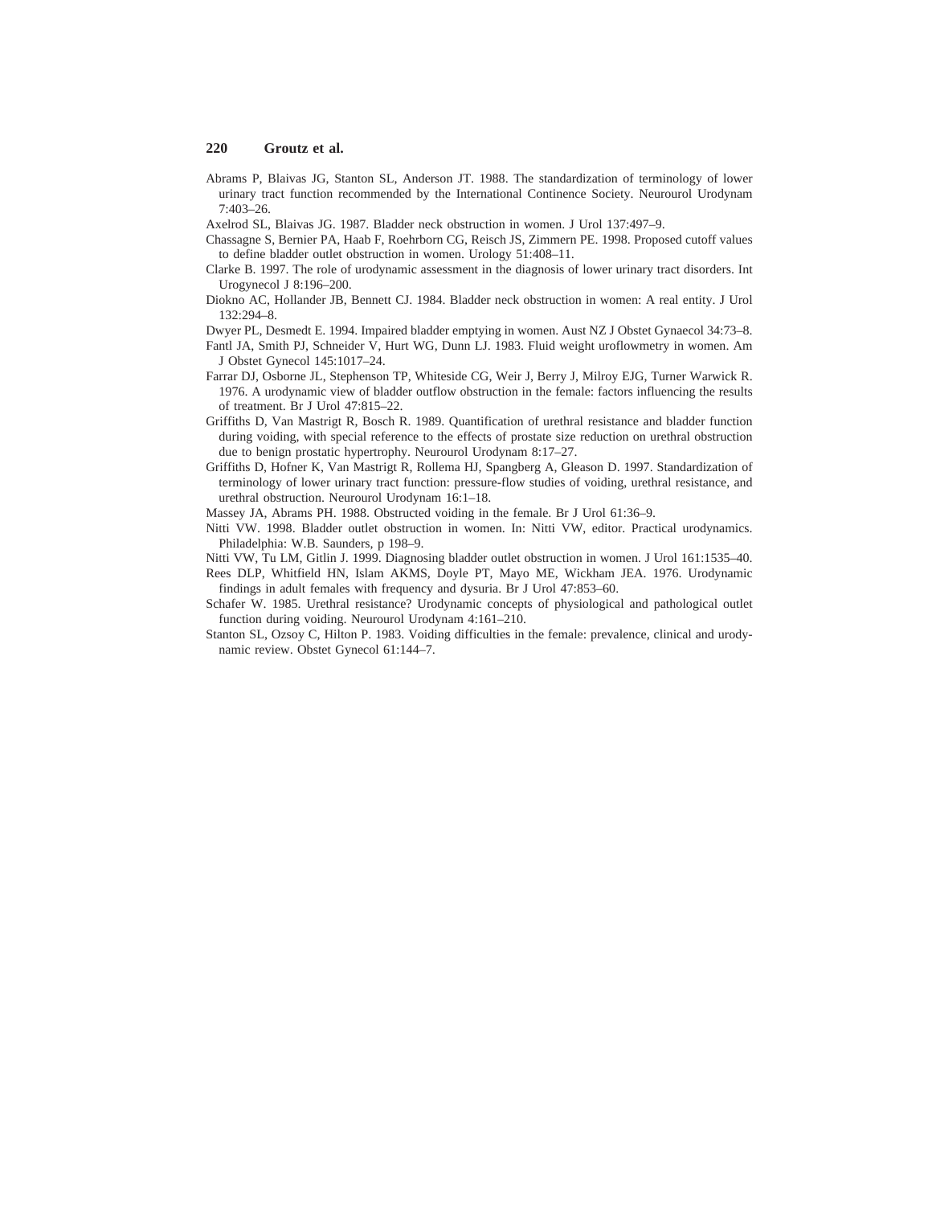Abrams P, Blaivas JG, Stanton SL, Anderson JT. 1988. The standardization of terminology of lower urinary tract function recommended by the International Continence Society. Neurourol Urodynam 7:403–26.

Axelrod SL, Blaivas JG. 1987. Bladder neck obstruction in women. J Urol 137:497–9.

Chassagne S, Bernier PA, Haab F, Roehrborn CG, Reisch JS, Zimmern PE. 1998. Proposed cutoff values to define bladder outlet obstruction in women. Urology 51:408–11.

Clarke B. 1997. The role of urodynamic assessment in the diagnosis of lower urinary tract disorders. Int Urogynecol J 8:196–200.

Diokno AC, Hollander JB, Bennett CJ. 1984. Bladder neck obstruction in women: A real entity. J Urol 132:294–8.

Dwyer PL, Desmedt E. 1994. Impaired bladder emptying in women. Aust NZ J Obstet Gynaecol 34:73–8.

Fantl JA, Smith PJ, Schneider V, Hurt WG, Dunn LJ. 1983. Fluid weight uroflowmetry in women. Am J Obstet Gynecol 145:1017–24.

Farrar DJ, Osborne JL, Stephenson TP, Whiteside CG, Weir J, Berry J, Milroy EJG, Turner Warwick R. 1976. A urodynamic view of bladder outflow obstruction in the female: factors influencing the results of treatment. Br J Urol 47:815–22.

Griffiths D, Van Mastrigt R, Bosch R. 1989. Quantification of urethral resistance and bladder function during voiding, with special reference to the effects of prostate size reduction on urethral obstruction due to benign prostatic hypertrophy. Neurourol Urodynam 8:17–27.

Griffiths D, Hofner K, Van Mastrigt R, Rollema HJ, Spangberg A, Gleason D. 1997. Standardization of terminology of lower urinary tract function: pressure-flow studies of voiding, urethral resistance, and urethral obstruction. Neurourol Urodynam 16:1–18.

Massey JA, Abrams PH. 1988. Obstructed voiding in the female. Br J Urol 61:36–9.

Nitti VW. 1998. Bladder outlet obstruction in women. In: Nitti VW, editor. Practical urodynamics. Philadelphia: W.B. Saunders, p 198–9.

Nitti VW, Tu LM, Gitlin J. 1999. Diagnosing bladder outlet obstruction in women. J Urol 161:1535–40.

Rees DLP, Whitfield HN, Islam AKMS, Doyle PT, Mayo ME, Wickham JEA. 1976. Urodynamic findings in adult females with frequency and dysuria. Br J Urol 47:853–60.

Schafer W. 1985. Urethral resistance? Urodynamic concepts of physiological and pathological outlet function during voiding. Neurourol Urodynam 4:161–210.

Stanton SL, Ozsoy C, Hilton P. 1983. Voiding difficulties in the female: prevalence, clinical and urodynamic review. Obstet Gynecol 61:144–7.